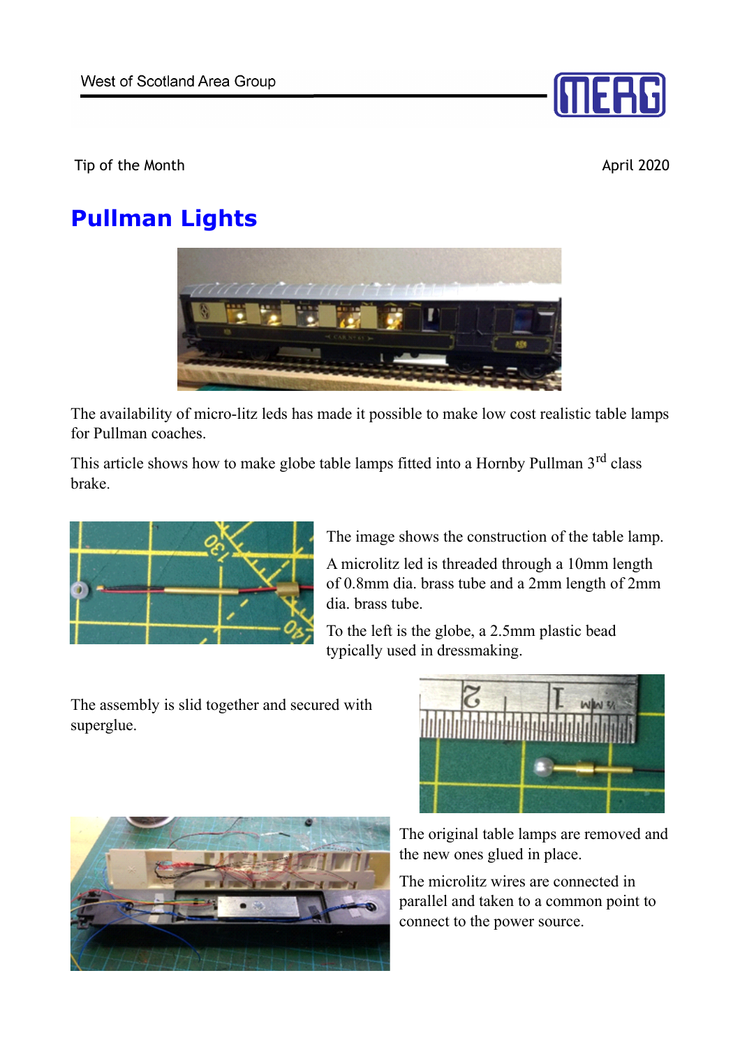West of Scotland Area Group

Tip of the Month

April 2020

# Pullman Lights

The availability of micro-litz leds has made it possible to make low cost realistic table lamps for Pullman coaches.

This article shows how to make globe table lamps fitted into a Hornby Pullman 3rd class brake.

The image shows the construction of the table lamp.

A microlitz led is threaded through a 10mm length of 0.8mm dia. brass tube and a 2mm length of 2mm dia. brass tube.

To the left is the globe, a 2.5mm plastic bead typically used in dressmaking.

The assembly is slid together and secured with superglue.

The original table lamps are removed and the new ones glued in place.

The microlitz wires are connected in parallel and taken to a common point to connect to the power source.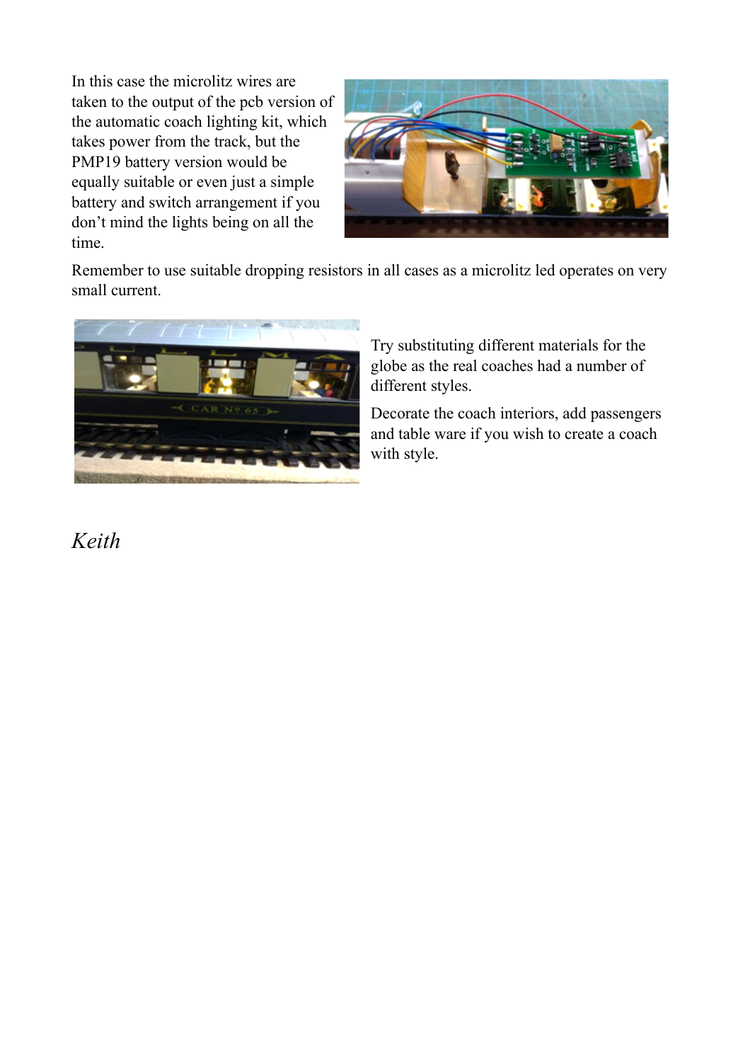In this case the microlitz wires are taken to the output of the pcb version of the automatic coach lighting kit, which takes power from the track, but the PMP19 battery version would be equally suitable or even just a simple battery and switch arrangement if you don't mind the lights being on all the time.

Remember to use suitable dropping resistors in all cases as a microlitz led operates on very small current.

Try substituting different materials for the globe as the real coaches had a number of different styles.

Decorate the coach interiors, add passengers and table ware if you wish to create a coach with style.

*Keith*